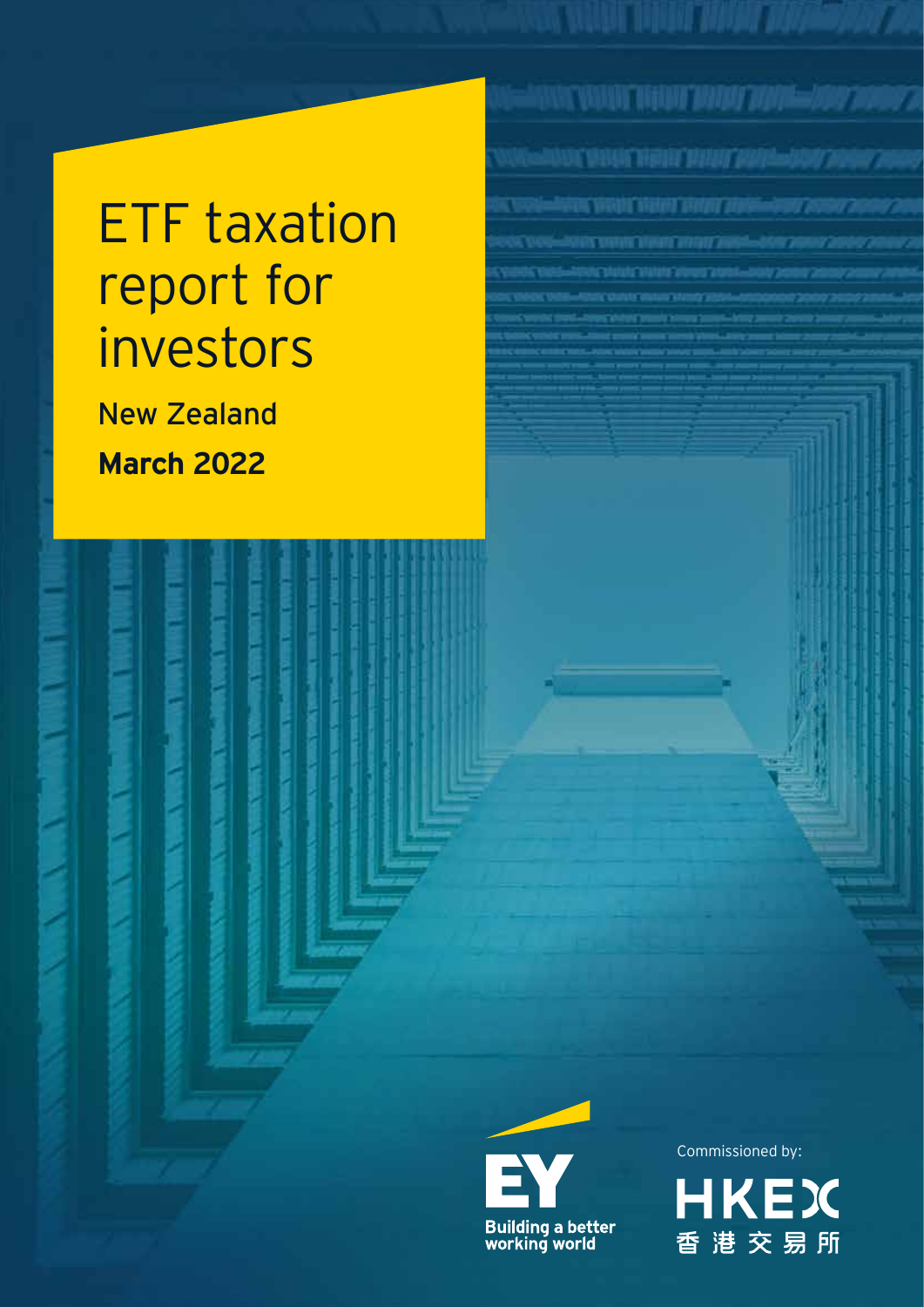# ETF taxation report for investors

**New Zealand**

**March 2022**

EY

Building a better working world

Commissioned by:

HKEX

香港交易所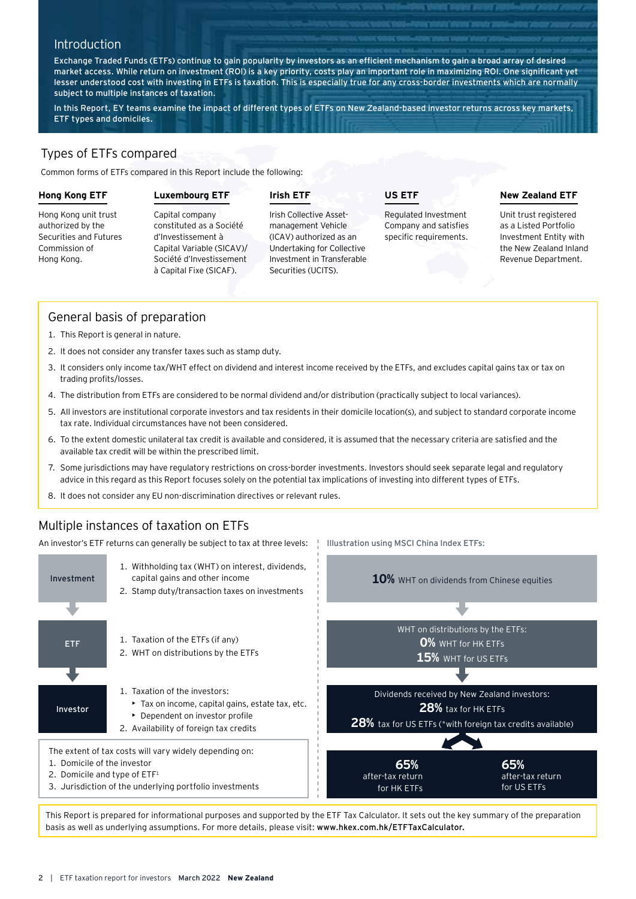## Introduction

Exchange Traded Funds (ETFs) continue to gain popularity by investors as an efficient mechanism to gain a broad array of desired market access. While return on investment (ROI) is a key priority, costs play an important role in maximizing ROI. One significant yet lesser understood cost with investing in ETFs is taxation. This is especially true for any cross-border investments which are normally subject to multiple instances of taxation.

In this Report, EY teams examine the impact of different types of ETFs on New Zealand-based investor returns across key markets, ETF types and domiciles.

## Types of ETFs compared

Common forms of ETFs compared in this Report include the following:

**Hong Kong ETF**

Hong Kong unit trust authorized by the Securities and Futures Commission of Hong Kong.

**Luxembourg ETF**

Capital company constituted as a Société d'Investissement à Capital Variable (SICAV)/ Société d'Investissement à Capital Fixe (SICAF).

**Irish ETF**

Irish Collective Asset-management Vehicle (ICAV) authorized as an Undertaking for Collective Investment in Transferable Securities (UCITS).

**US ETF**

Regulated Investment Company and satisfies specific requirements.

**New Zealand ETF**

Unit trust registered as a Listed Portfolio Investment Entity with the New Zealand Inland Revenue Department.

## General basis of preparation

1. This Report is general in nature.
2. It does not consider any transfer taxes such as stamp duty.
3. It considers only income tax/WHT effect on dividend and interest income received by the ETFs, and excludes capital gains tax or tax on trading profits/losses.
4. The distribution from ETFs are considered to be normal dividend and/or distribution (practically subject to local variances).
5. All investors are institutional corporate investors and tax residents in their domicile location(s), and subject to standard corporate income tax rate. Individual circumstances have not been considered.
6. To the extent domestic unilateral tax credit is available and considered, it is assumed that the necessary criteria are satisfied and the available tax credit will be within the prescribed limit.
7. Some jurisdictions may have regulatory restrictions on cross-border investments. Investors should seek separate legal and regulatory advice in this regard as this Report focuses solely on the potential tax implications of investing into different types of ETFs.
8. It does not consider any EU non-discrimination directives or relevant rules.

## Multiple instances of taxation on ETFs

An investor's ETF returns can generally be subject to tax at three levels:

**Investment**

1. Withholding tax (WHT) on interest, dividends, capital gains and other income
2. Stamp duty/transaction taxes on investments

**ETF**

1. Taxation of the ETFs (if any)
2. WHT on distributions by the ETFs

**Investor**

1. Taxation of the investors:
   - Tax on income, capital gains, estate tax, etc.
   - Dependent on investor profile
2. Availability of foreign tax credits

The extent of tax costs will vary widely depending on:

1. Domicile of the investor
2. Domicile and type of ETF[1]
3. Jurisdiction of the underlying portfolio investments

Illustration using MSCI China Index ETFs:

**10%** WHT on dividends from Chinese equities

WHT on distributions by the ETFs:
**0%** WHT for HK ETFs
**15%** WHT for US ETFs

Dividends received by New Zealand investors:
**28%** tax for HK ETFs
**28%** tax for US ETFs (*with foreign tax credits available)

**65%** after-tax return for HK ETFs

**65%** after-tax return for US ETFs

This Report is prepared for informational purposes and supported by the ETF Tax Calculator. It sets out the key summary of the preparation basis as well as underlying assumptions. For more details, please visit: **www.hkex.com.hk/ETFTaxCalculator.**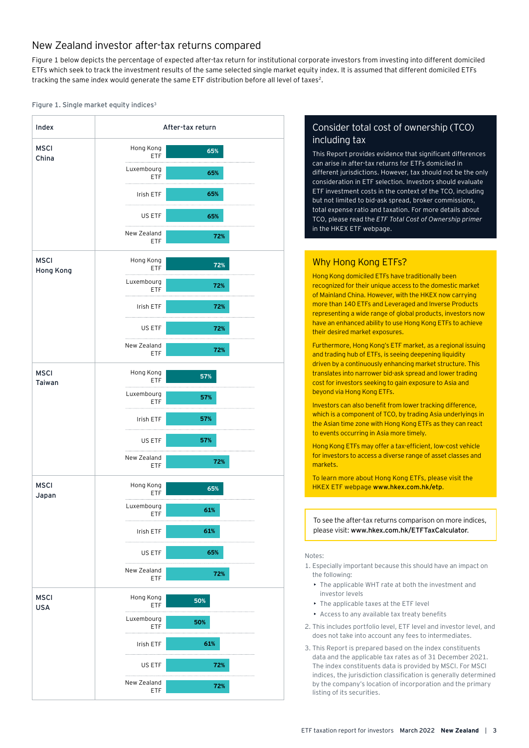## New Zealand investor after-tax returns compared

Figure 1 below depicts the percentage of expected after-tax return for institutional corporate investors from investing into different domiciled ETFs which seek to track the investment results of the same selected single market equity index. It is assumed that different domiciled ETFs tracking the same index would generate the same ETF distribution before all level of taxes[2].

Figure 1. Single market equity indices[3]

| Index | ETF | After-tax return |
|---|---|---|
| MSCI China | Hong Kong ETF | 65% |
| | Luxembourg ETF | 65% |
| | Irish ETF | 65% |
| | US ETF | 65% |
| | New Zealand ETF | 72% |
| MSCI Hong Kong | Hong Kong ETF | 72% |
| | Luxembourg ETF | 72% |
| | Irish ETF | 72% |
| | US ETF | 72% |
| | New Zealand ETF | 72% |
| MSCI Taiwan | Hong Kong ETF | 57% |
| | Luxembourg ETF | 57% |
| | Irish ETF | 57% |
| | US ETF | 57% |
| | New Zealand ETF | 72% |
| MSCI Japan | Hong Kong ETF | 65% |
| | Luxembourg ETF | 61% |
| | Irish ETF | 61% |
| | US ETF | 65% |
| | New Zealand ETF | 72% |
| MSCI USA | Hong Kong ETF | 50% |
| | Luxembourg ETF | 50% |
| | Irish ETF | 61% |
| | US ETF | 72% |
| | New Zealand ETF | 72% |

### Consider total cost of ownership (TCO) including tax

This Report provides evidence that significant differences can arise in after-tax returns for ETFs domiciled in different jurisdictions. However, tax should not be the only consideration in ETF selection. Investors should evaluate ETF investment costs in the context of the TCO, including but not limited to bid-ask spread, broker commissions, total expense ratio and taxation. For more details about TCO, please read the *ETF Total Cost of Ownership primer* in the HKEX ETF webpage.

### Why Hong Kong ETFs?

Hong Kong domiciled ETFs have traditionally been recognized for their unique access to the domestic market of Mainland China. However, with the HKEX now carrying more than 140 ETFs and Leveraged and Inverse Products representing a wide range of global products, investors now have an enhanced ability to use Hong Kong ETFs to achieve their desired market exposures.

Furthermore, Hong Kong's ETF market, as a regional issuing and trading hub of ETFs, is seeing deepening liquidity driven by a continuously enhancing market structure. This translates into narrower bid-ask spread and lower trading cost for investors seeking to gain exposure to Asia and beyond via Hong Kong ETFs.

Investors can also benefit from lower tracking difference, which is a component of TCO, by trading Asia underlyings in the Asian time zone with Hong Kong ETFs as they can react to events occurring in Asia more timely.

Hong Kong ETFs may offer a tax-efficient, low-cost vehicle for investors to access a diverse range of asset classes and markets.

To learn more about Hong Kong ETFs, please visit the HKEX ETF webpage **www.hkex.com.hk/etp**.

To see the after-tax returns comparison on more indices, please visit: **www.hkex.com.hk/ETFTaxCalculator**.

Notes:

1. Especially important because this should have an impact on the following:
   - The applicable WHT rate at both the investment and investor levels
   - The applicable taxes at the ETF level
   - Access to any available tax treaty benefits
2. This includes portfolio level, ETF level and investor level, and does not take into account any fees to intermediates.
3. This Report is prepared based on the index constituents data and the applicable tax rates as of 31 December 2021. The index constituents data is provided by MSCI. For MSCI indices, the jurisdiction classification is generally determined by the company's location of incorporation and the primary listing of its securities.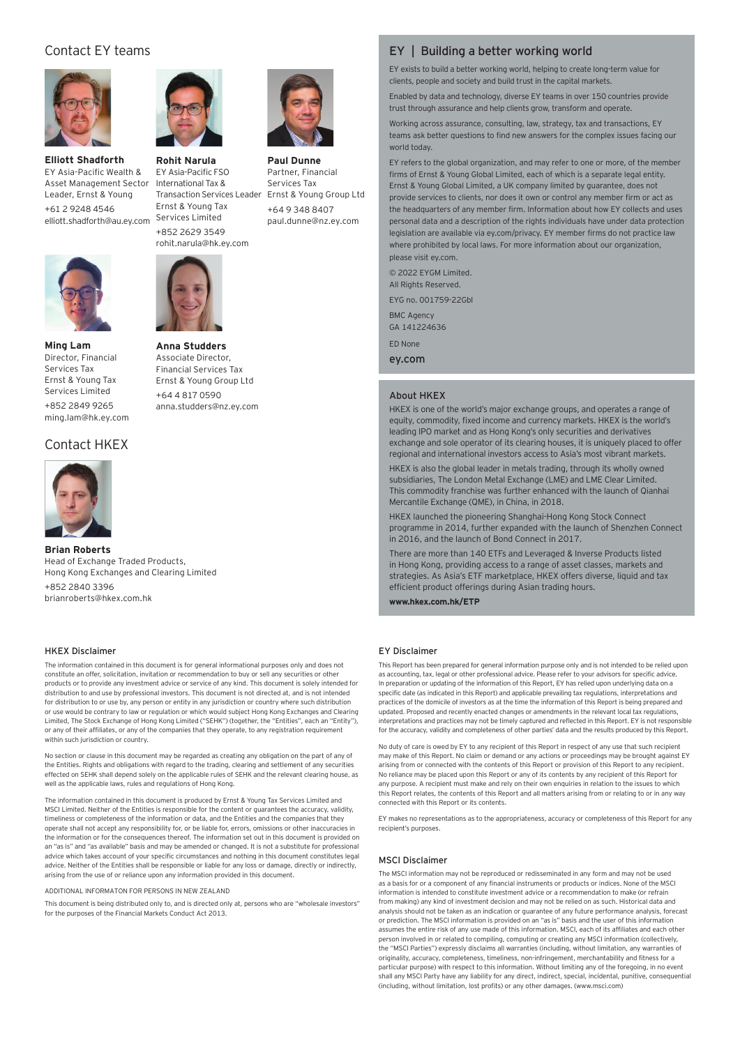## Contact EY teams

**Elliott Shadforth**
EY Asia-Pacific Wealth & Asset Management Sector Leader, Ernst & Young
+61 2 9248 4546
elliott.shadforth@au.ey.com

**Rohit Narula**
EY Asia-Pacific FSO International Tax & Transaction Services Leader
Ernst & Young Tax Services Limited
+852 2629 3549
rohit.narula@hk.ey.com

**Paul Dunne**
Partner, Financial Services Tax
Ernst & Young Group Ltd
+64 9 348 8407
paul.dunne@nz.ey.com

**Ming Lam**
Director, Financial Services Tax
Ernst & Young Tax Services Limited
+852 2849 9265
ming.lam@hk.ey.com

**Anna Studders**
Associate Director, Financial Services Tax
Ernst & Young Group Ltd
+64 4 817 0590
anna.studders@nz.ey.com

## Contact HKEX

**Brian Roberts**
Head of Exchange Traded Products, Hong Kong Exchanges and Clearing Limited
+852 2840 3396
brianroberts@hkex.com.hk

## EY | Building a better working world

EY exists to build a better working world, helping to create long-term value for clients, people and society and build trust in the capital markets.

Enabled by data and technology, diverse EY teams in over 150 countries provide trust through assurance and help clients grow, transform and operate.

Working across assurance, consulting, law, strategy, tax and transactions, EY teams ask better questions to find new answers for the complex issues facing our world today.

EY refers to the global organization, and may refer to one or more, of the member firms of Ernst & Young Global Limited, each of which is a separate legal entity. Ernst & Young Global Limited, a UK company limited by guarantee, does not provide services to clients, nor does it own or control any member firm or act as the headquarters of any member firm. Information about how EY collects and uses personal data and a description of the rights individuals have under data protection legislation are available via ey.com/privacy. EY member firms do not practice law where prohibited by local laws. For more information about our organization, please visit ey.com.

© 2022 EYGM Limited.
All Rights Reserved.

EYG no. 001759-22Gbl

BMC Agency
GA 141224636

ED None

**ey.com**

## About HKEX

HKEX is one of the world's major exchange groups, and operates a range of equity, commodity, fixed income and currency markets. HKEX is the world's leading IPO market and as Hong Kong's only securities and derivatives exchange and sole operator of its clearing houses, it is uniquely placed to offer regional and international investors access to Asia's most vibrant markets.

HKEX is also the global leader in metals trading, through its wholly owned subsidiaries, The London Metal Exchange (LME) and LME Clear Limited. This commodity franchise was further enhanced with the launch of Qianhai Mercantile Exchange (QME), in China, in 2018.

HKEX launched the pioneering Shanghai-Hong Kong Stock Connect programme in 2014, further expanded with the launch of Shenzhen Connect in 2016, and the launch of Bond Connect in 2017.

There are more than 140 ETFs and Leveraged & Inverse Products listed in Hong Kong, providing access to a range of asset classes, markets and strategies. As Asia's ETF marketplace, HKEX offers diverse, liquid and tax efficient product offerings during Asian trading hours.

**www.hkex.com.hk/ETP**

### HKEX Disclaimer

The information contained in this document is for general informational purposes only and does not constitute an offer, solicitation, invitation or recommendation to buy or sell any securities or other products or to provide any investment advice or service of any kind. This document is solely intended for distribution to and use by professional investors. This document is not directed at, and is not intended for distribution to or use by, any person or entity in any jurisdiction or country where such distribution or use would be contrary to law or regulation or which would subject Hong Kong Exchanges and Clearing Limited, The Stock Exchange of Hong Kong Limited ("SEHK") (together, the "Entities", each an "Entity"), or any of their affiliates, or any of the companies that they operate, to any registration requirement within such jurisdiction or country.

No section or clause in this document may be regarded as creating any obligation on the part of any of the Entities. Rights and obligations with regard to the trading, clearing and settlement of any securities effected on SEHK shall depend solely on the applicable rules of SEHK and the relevant clearing house, as well as the applicable laws, rules and regulations of Hong Kong.

The information contained in this document is produced by Ernst & Young Tax Services Limited and MSCI Limited. Neither of the Entities is responsible for the content or guarantees the accuracy, validity, timeliness or completeness of the information or data, and the Entities and the companies that they operate shall not accept any responsibility for, or be liable for, errors, omissions or other inaccuracies in the information or for the consequences thereof. The information set out in this document is provided on an "as is" and "as available" basis and may be amended or changed. It is not a substitute for professional advice which takes account of your specific circumstances and nothing in this document constitutes legal advice. Neither of the Entities shall be responsible or liable for any loss or damage, directly or indirectly, arising from the use of or reliance upon any information provided in this document.

ADDITIONAL INFORMATON FOR PERSONS IN NEW ZEALAND

This document is being distributed only to, and is directed only at, persons who are "wholesale investors" for the purposes of the Financial Markets Conduct Act 2013.

### EY Disclaimer

This Report has been prepared for general information purpose only and is not intended to be relied upon as accounting, tax, legal or other professional advice. Please refer to your advisors for specific advice. In preparation or updating of the information of this Report, EY has relied upon underlying data on a specific date (as indicated in this Report) and applicable prevailing tax regulations, interpretations and practices of the domicile of investors as at the time the information of this Report is being prepared and updated. Proposed and recently enacted changes or amendments in the relevant local tax regulations, interpretations and practices may not be timely captured and reflected in this Report. EY is not responsible for the accuracy, validity and completeness of other parties' data and the results produced by this Report.

No duty of care is owed by EY to any recipient of this Report in respect of any use that such recipient may make of this Report. No claim or demand or any actions or proceedings may be brought against EY arising from or connected with the contents of this Report or provision of this Report to any recipient. No reliance may be placed upon this Report or any of its contents by any recipient of this Report for any purpose. A recipient must make and rely on their own enquiries in relation to the issues to which this Report relates, the contents of this Report and all matters arising from or relating to or in any way connected with this Report or its contents.

EY makes no representations as to the appropriateness, accuracy or completeness of this Report for any recipient's purposes.

### MSCI Disclaimer

The MSCI information may not be reproduced or redisseminated in any form and may not be used as a basis for or a component of any financial instruments or products or indices. None of the MSCI information is intended to constitute investment advice or a recommendation to make (or refrain from making) any kind of investment decision and may not be relied on as such. Historical data and analysis should not be taken as an indication or guarantee of any future performance analysis, forecast or prediction. The MSCI information is provided on an "as is" basis and the user of this information assumes the entire risk of any use made of this information. MSCI, each of its affiliates and each other person involved in or related to compiling, computing or creating any MSCI information (collectively, the "MSCI Parties") expressly disclaims all warranties (including, without limitation, any warranties of originality, accuracy, completeness, timeliness, non-infringement, merchantability and fitness for a particular purpose) with respect to this information. Without limiting any of the foregoing, in no event shall any MSCI Party have any liability for any direct, indirect, special, incidental, punitive, consequential (including, without limitation, lost profits) or any other damages. (www.msci.com)